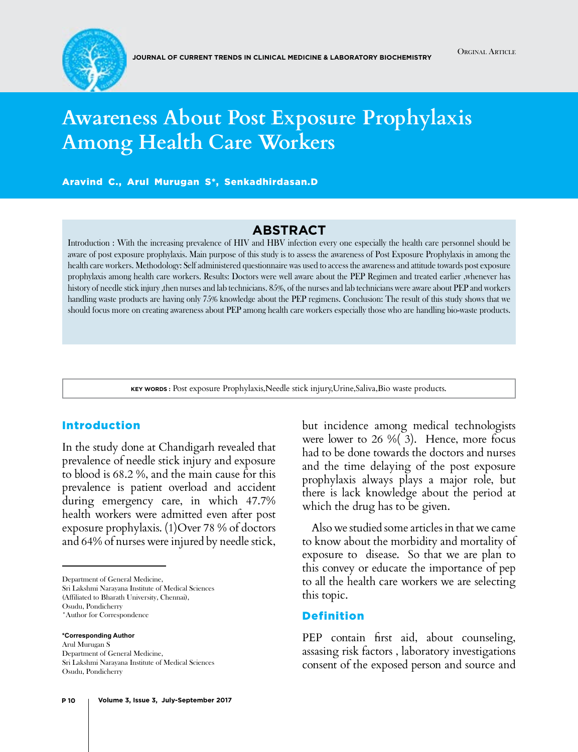Original Article

# Awareness About Post Exposure Prophylaxis Among Health Care Workers

**Aravind C., Arul Murugan S*, Senkadhirdasan.D**

## ABSTRACT

Introduction : With the increasing prevalence of HIV and HBV infection every one especially the health care personnel should be aware of post exposure prophylaxis. Main purpose of this study is to assess the awareness of Post Exposure Prophylaxis in among the health care workers. Methodology: Self administered questionnaire was used to access the awareness and attitude towards post exposure prophylaxis among health care workers. Results: Doctors were well aware about the PEP Regimen and treated earlier ,whenever has history of needle stick injury ,then nurses and lab technicians. 85%, of the nurses and lab technicians were aware about PEP and workers handling waste products are having only 75% knowledge about the PEP regimens. Conclusion: The result of this study shows that we should focus more on creating awareness about PEP among health care workers especially those who are handling bio-waste products.

**KEY WORDS :** Post exposure Prophylaxis,Needle stick injury,Urine,Saliva,Bio waste products.

## Introduction

In the study done at Chandigarh revealed that prevalence of needle stick injury and exposure to blood is 68.2 %, and the main cause for this prevalence is patient overload and accident during emergency care, in which 47.7% health workers were admitted even after post exposure prophylaxis. (1)Over 78 % of doctors and 64% of nurses were injured by needle stick, but incidence among medical technologists were lower to 26 %( 3). Hence, more focus had to be done towards the doctors and nurses and the time delaying of the post exposure prophylaxis always plays a major role, but there is lack knowledge about the period at which the drug has to be given.

Also we studied some articles in that we came to know about the morbidity and mortality of exposure to disease. So that we are plan to this convey or educate the importance of pep to all the health care workers we are selecting this topic.

## Definition

PEP contain first aid, about counseling, assasing risk factors , laboratory investigations consent of the exposed person and source and

---

Department of General Medicine,
Sri Lakshmi Narayana Institute of Medical Sciences
(Affiliated to Bharath University, Chennai),
Osudu, Pondicherry
*Author for Correspondence

**\*Corresponding Author**
Arul Murugan S
Department of General Medicine,
Sri Lakshmi Narayana Institute of Medical Sciences
Osudu, Pondicherry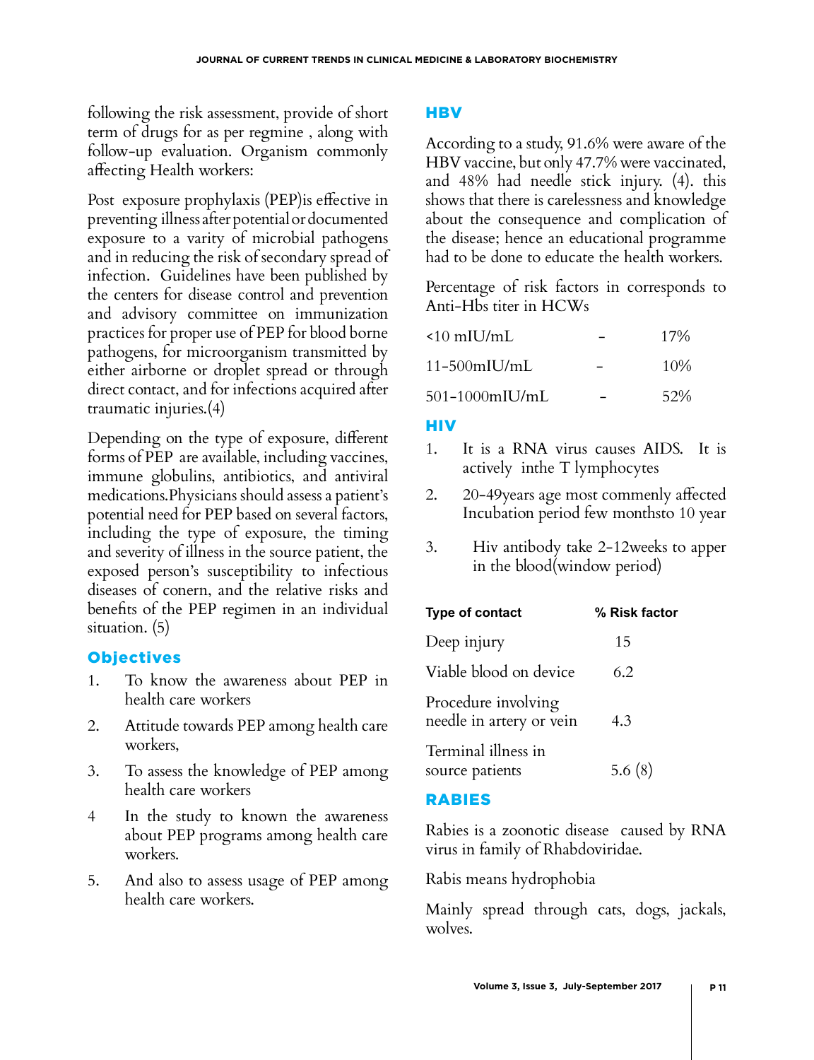following the risk assessment, provide of short term of drugs for as per regmine , along with follow-up evaluation. Organism commonly affecting Health workers:

Post exposure prophylaxis (PEP)is effective in preventing illness after potential or documented exposure to a varity of microbial pathogens and in reducing the risk of secondary spread of infection. Guidelines have been published by the centers for disease control and prevention and advisory committee on immunization practices for proper use of PEP for blood borne pathogens, for microorganism transmitted by either airborne or droplet spread or through direct contact, and for infections acquired after traumatic injuries.(4)

Depending on the type of exposure, different forms of PEP are available, including vaccines, immune globulins, antibiotics, and antiviral medications.Physicians should assess a patient's potential need for PEP based on several factors, including the type of exposure, the timing and severity of illness in the source patient, the exposed person's susceptibility to infectious diseases of conern, and the relative risks and benefits of the PEP regimen in an individual situation. (5)

## Objectives

1. To know the awareness about PEP in health care workers
2. Attitude towards PEP among health care workers,
3. To assess the knowledge of PEP among health care workers
4. In the study to known the awareness about PEP programs among health care workers.
5. And also to assess usage of PEP among health care workers.

## HBV

According to a study, 91.6% were aware of the HBV vaccine, but only 47.7% were vaccinated, and 48% had needle stick injury. (4). this shows that there is carelessness and knowledge about the consequence and complication of the disease; hence an educational programme had to be done to educate the health workers.

Percentage of risk factors in corresponds to Anti-Hbs titer in HCWs

| | | |
|---|---|---|
| <10 mIU/mL | - | 17% |
| 11-500mIU/mL | - | 10% |
| 501-1000mIU/mL | - | 52% |

## HIV

1. It is a RNA virus causes AIDS. It is actively inthe T lymphocytes
2. 20-49years age most commonly affected Incubation period few monthsto 10 year
3. Hiv antibody take 2-12weeks to apper in the blood(window period)

| Type of contact | % Risk factor |
|---|---|
| Deep injury | 15 |
| Viable blood on device | 6.2 |
| Procedure involving needle in artery or vein | 4.3 |
| Terminal illness in source patients | 5.6 (8) |

## RABIES

Rabies is a zoonotic disease caused by RNA virus in family of Rhabdoviridae.

Rabis means hydrophobia

Mainly spread through cats, dogs, jackals, wolves.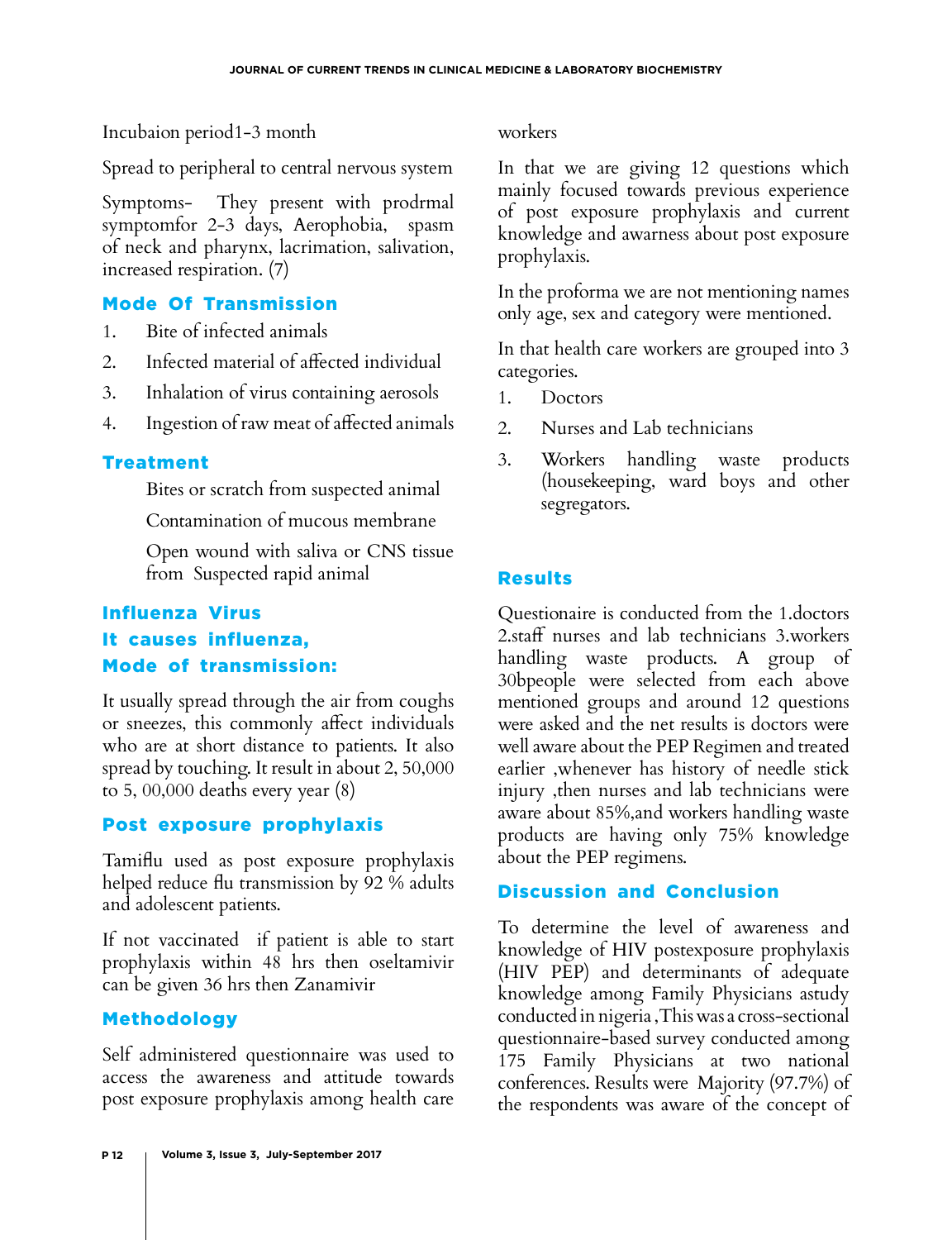Incubaion period1-3 month

Spread to peripheral to central nervous system

Symptoms- They present with prodrmal symptomfor 2-3 days, Aerophobia, spasm of neck and pharynx, lacrimation, salivation, increased respiration. (7)

## Mode Of Transmission

1. Bite of infected animals
2. Infected material of affected individual
3. Inhalation of virus containing aerosols
4. Ingestion of raw meat of affected animals

## Treatment

Bites or scratch from suspected animal

Contamination of mucous membrane

Open wound with saliva or CNS tissue from Suspected rapid animal

## Influenza Virus

## It causes influenza,

## Mode of transmission:

It usually spread through the air from coughs or sneezes, this commonly affect individuals who are at short distance to patients. It also spread by touching. It result in about 2, 50,000 to 5, 00,000 deaths every year (8)

## Post exposure prophylaxis

Tamiflu used as post exposure prophylaxis helped reduce flu transmission by 92 % adults and adolescent patients.

If not vaccinated if patient is able to start prophylaxis within 48 hrs then oseltamivir can be given 36 hrs then Zanamivir

## Methodology

Self administered questionnaire was used to access the awareness and attitude towards post exposure prophylaxis among health care workers

In that we are giving 12 questions which mainly focused towards previous experience of post exposure prophylaxis and current knowledge and awarness about post exposure prophylaxis.

In the proforma we are not mentioning names only age, sex and category were mentioned.

In that health care workers are grouped into 3 categories.

1. Doctors
2. Nurses and Lab technicians
3. Workers handling waste products (housekeeping, ward boys and other segregators.

## Results

Questionaire is conducted from the 1.doctors 2.staff nurses and lab technicians 3.workers handling waste products. A group of 30bpeople were selected from each above mentioned groups and around 12 questions were asked and the net results is doctors were well aware about the PEP Regimen and treated earlier ,whenever has history of needle stick injury ,then nurses and lab technicians were aware about 85%,and workers handling waste products are having only 75% knowledge about the PEP regimens.

## Discussion and Conclusion

To determine the level of awareness and knowledge of HIV postexposure prophylaxis (HIV PEP) and determinants of adequate knowledge among Family Physicians astudy conducted in nigeria ,This was a cross-sectional questionnaire-based survey conducted among 175 Family Physicians at two national conferences. Results were Majority (97.7%) of the respondents was aware of the concept of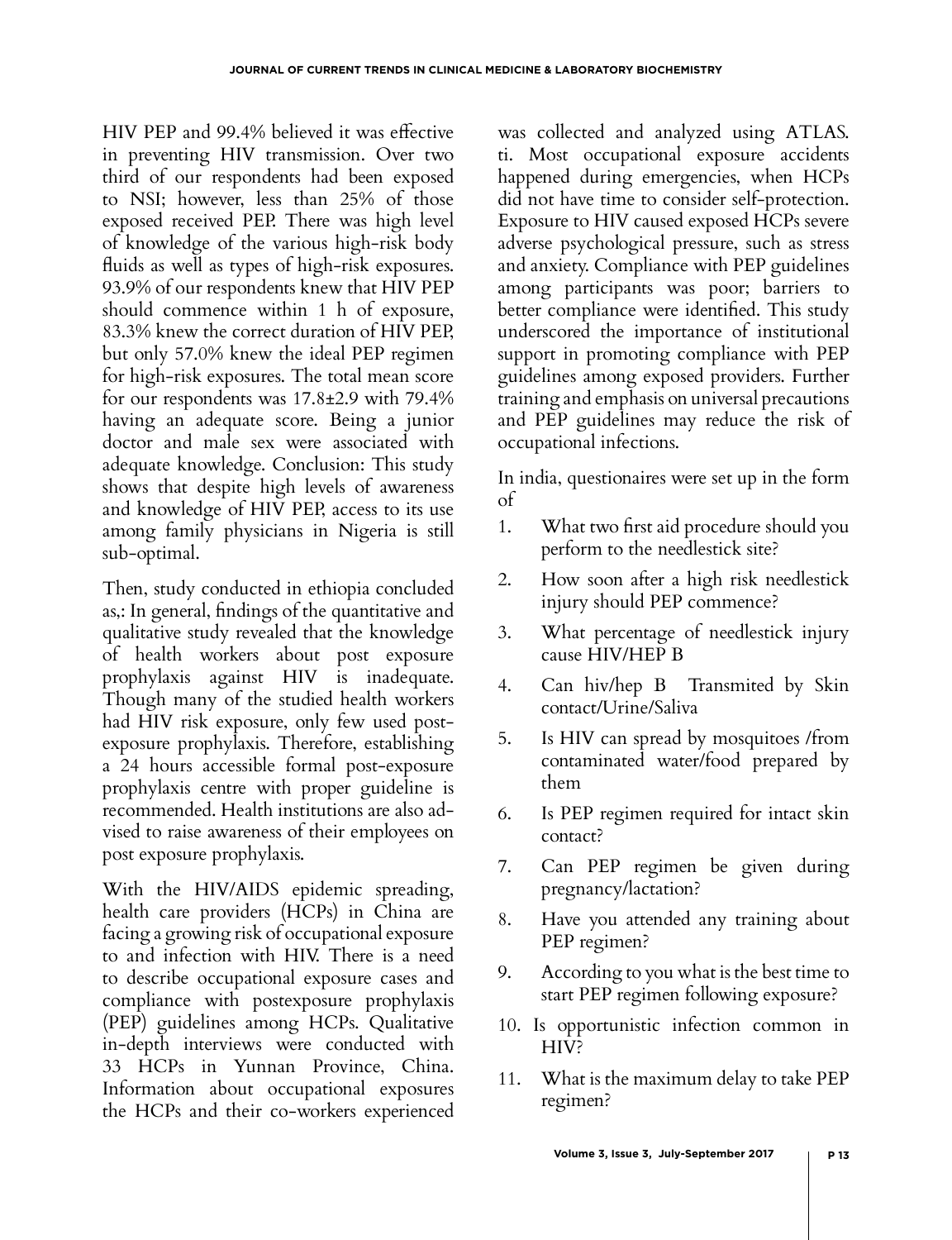HIV PEP and 99.4% believed it was effective in preventing HIV transmission. Over two third of our respondents had been exposed to NSI; however, less than 25% of those exposed received PEP. There was high level of knowledge of the various high-risk body fluids as well as types of high-risk exposures. 93.9% of our respondents knew that HIV PEP should commence within 1 h of exposure, 83.3% knew the correct duration of HIV PEP, but only 57.0% knew the ideal PEP regimen for high-risk exposures. The total mean score for our respondents was 17.8±2.9 with 79.4% having an adequate score. Being a junior doctor and male sex were associated with adequate knowledge. Conclusion: This study shows that despite high levels of awareness and knowledge of HIV PEP, access to its use among family physicians in Nigeria is still sub-optimal.

Then, study conducted in ethiopia concluded as,: In general, findings of the quantitative and qualitative study revealed that the knowledge of health workers about post exposure prophylaxis against HIV is inadequate. Though many of the studied health workers had HIV risk exposure, only few used post-exposure prophylaxis. Therefore, establishing a 24 hours accessible formal post-exposure prophylaxis centre with proper guideline is recommended. Health institutions are also advised to raise awareness of their employees on post exposure prophylaxis.

With the HIV/AIDS epidemic spreading, health care providers (HCPs) in China are facing a growing risk of occupational exposure to and infection with HIV. There is a need to describe occupational exposure cases and compliance with postexposure prophylaxis (PEP) guidelines among HCPs. Qualitative in-depth interviews were conducted with 33 HCPs in Yunnan Province, China. Information about occupational exposures the HCPs and their co-workers experienced was collected and analyzed using ATLAS. ti. Most occupational exposure accidents happened during emergencies, when HCPs did not have time to consider self-protection. Exposure to HIV caused exposed HCPs severe adverse psychological pressure, such as stress and anxiety. Compliance with PEP guidelines among participants was poor; barriers to better compliance were identified. This study underscored the importance of institutional support in promoting compliance with PEP guidelines among exposed providers. Further training and emphasis on universal precautions and PEP guidelines may reduce the risk of occupational infections.

In india, questionaires were set up in the form of

1. What two first aid procedure should you perform to the needlestick site?
2. How soon after a high risk needlestick injury should PEP commence?
3. What percentage of needlestick injury cause HIV/HEP B
4. Can hiv/hep B Transmited by Skin contact/Urine/Saliva
5. Is HIV can spread by mosquitoes /from contaminated water/food prepared by them
6. Is PEP regimen required for intact skin contact?
7. Can PEP regimen be given during pregnancy/lactation?
8. Have you attended any training about PEP regimen?
9. According to you what is the best time to start PEP regimen following exposure?
10. Is opportunistic infection common in HIV?
11. What is the maximum delay to take PEP regimen?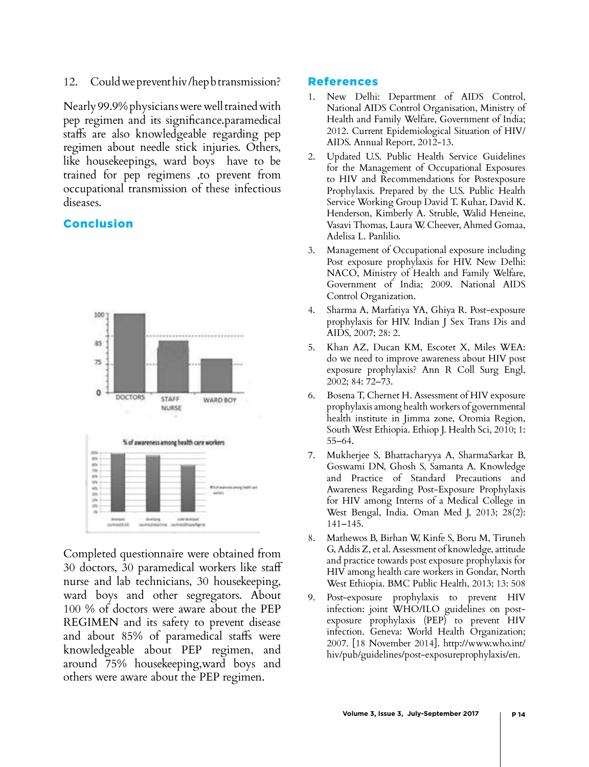12. Could we prevent hiv/hep b transmission?

Nearly 99.9% physicians were well trained with pep regimen and its significance.paramedical staffs are also knowledgeable regarding pep regimen about needle stick injuries. Others, like housekeepings, ward boys have to be trained for pep regimens ,to prevent from occupational transmission of these infectious diseases.

## Conclusion

Completed questionnaire were obtained from 30 doctors, 30 paramedical workers like staff nurse and lab technicians, 30 housekeeping, ward boys and other segregators. About 100 % of doctors were aware about the PEP REGIMEN and its safety to prevent disease and about 85% of paramedical staffs were knowledgeable about PEP regimen, and around 75% housekeeping,ward boys and others were aware about the PEP regimen.

## References

1. New Delhi: Department of AIDS Control, National AIDS Control Organisation, Ministry of Health and Family Welfare, Government of India; 2012. Current Epidemiological Situation of HIV/AIDS. Annual Report, 2012-13.
2. Updated U.S. Public Health Service Guidelines for the Management of Occupational Exposures to HIV and Recommendations for Postexposure Prophylaxis. Prepared by the U.S. Public Health Service Working Group David T. Kuhar, David K. Henderson, Kimberly A. Struble, Walid Heneine, Vasavi Thomas, Laura W. Cheever, Ahmed Gomaa, Adelisa L. Panlilio.
3. Management of Occupational exposure including Post exposure prophylaxis for HIV. New Delhi: NACO, Ministry of Health and Family Welfare, Government of India; 2009. National AIDS Control Organization.
4. Sharma A, Marfatiya YA, Ghiya R. Post-exposure prophylaxis for HIV. Indian J Sex Trans Dis and AIDS, 2007; 28: 2.
5. Khan AZ, Ducan KM, Escotet X, Miles WEA: do we need to improve awareness about HIV post exposure prophylaxis? Ann R Coll Surg Engl, 2002; 84: 72–73.
6. Bosena T, Chernet H. Assessment of HIV exposure prophylaxis among health workers of governmental health institute in Jimma zone, Oromia Region, South West Ethiopia. Ethiop J. Health Sci, 2010; 1: 55–64.
7. Mukherjee S, Bhattacharyya A, SharmaSarkar B, Goswami DN, Ghosh S, Samanta A. Knowledge and Practice of Standard Precautions and Awareness Regarding Post-Exposure Prophylaxis for HIV among Interns of a Medical College in West Bengal, India. Oman Med J, 2013; 28(2): 141–145.
8. Mathewos B, Birhan W, Kinfe S, Boru M, Tiruneh G, Addis Z, et al. Assessment of knowledge, attitude and practice towards post exposure prophylaxis for HIV among health care workers in Gondar, North West Ethiopia. BMC Public Health, 2013; 13: 508
9. Post-exposure prophylaxis to prevent HIV infection: joint WHO/ILO guidelines on post-exposure prophylaxis (PEP) to prevent HIV infection. Geneva: World Health Organization; 2007. [18 November 2014]. http://www.who.int/hiv/pub/guidelines/post-exposureprophylaxis/en.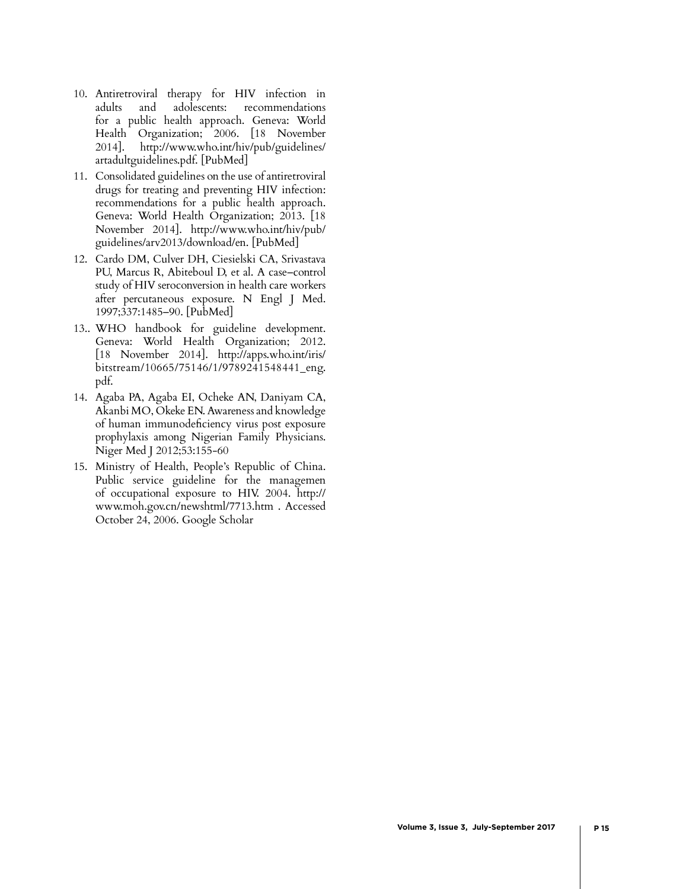10. Antiretroviral therapy for HIV infection in adults and adolescents: recommendations for a public health approach. Geneva: World Health Organization; 2006. [18 November 2014]. http://www.who.int/hiv/pub/guidelines/artadultguidelines.pdf. [PubMed]
11. Consolidated guidelines on the use of antiretroviral drugs for treating and preventing HIV infection: recommendations for a public health approach. Geneva: World Health Organization; 2013. [18 November 2014]. http://www.who.int/hiv/pub/guidelines/arv2013/download/en. [PubMed]
12. Cardo DM, Culver DH, Ciesielski CA, Srivastava PU, Marcus R, Abiteboul D, et al. A case–control study of HIV seroconversion in health care workers after percutaneous exposure. N Engl J Med. 1997;337:1485–90. [PubMed]
13.. WHO handbook for guideline development. Geneva: World Health Organization; 2012. [18 November 2014]. http://apps.who.int/iris/bitstream/10665/75146/1/9789241548441_eng.pdf.
14. Agaba PA, Agaba EI, Ocheke AN, Daniyam CA, Akanbi MO, Okeke EN. Awareness and knowledge of human immunodeficiency virus post exposure prophylaxis among Nigerian Family Physicians. Niger Med J 2012;53:155-60
15. Ministry of Health, People's Republic of China. Public service guideline for the managemen of occupational exposure to HIV. 2004. http://www.moh.gov.cn/newshtml/7713.htm . Accessed October 24, 2006. Google Scholar